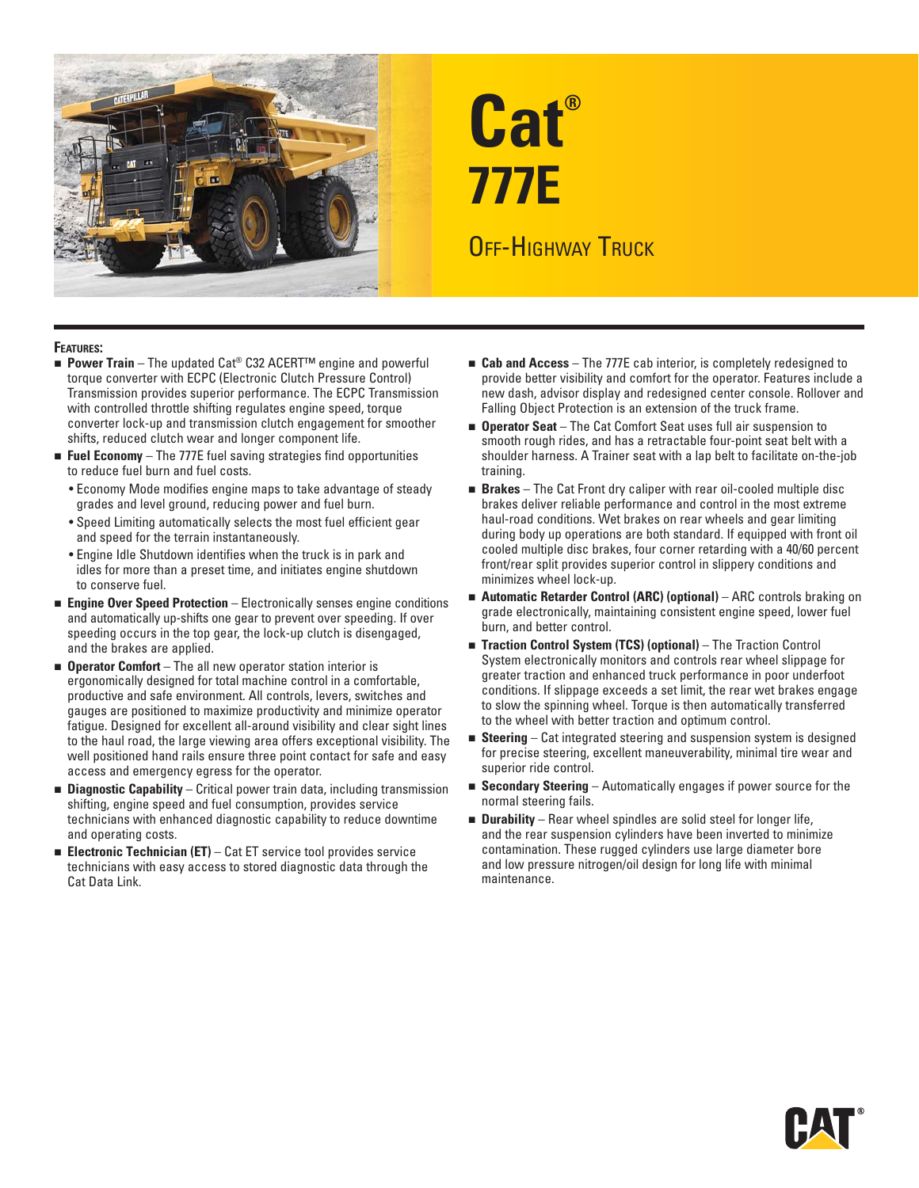# Cat® 777E

## Off-Highway Truck

### Features:

- **Power Train** – The updated Cat® C32 ACERT™ engine and powerful torque converter with ECPC (Electronic Clutch Pressure Control) Transmission provides superior performance. The ECPC Transmission with controlled throttle shifting regulates engine speed, torque converter lock-up and transmission clutch engagement for smoother shifts, reduced clutch wear and longer component life.
- **Fuel Economy** – The 777E fuel saving strategies find opportunities to reduce fuel burn and fuel costs.
  - Economy Mode modifies engine maps to take advantage of steady grades and level ground, reducing power and fuel burn.
  - Speed Limiting automatically selects the most fuel efficient gear and speed for the terrain instantaneously.
  - Engine Idle Shutdown identifies when the truck is in park and idles for more than a preset time, and initiates engine shutdown to conserve fuel.
- **Engine Over Speed Protection** – Electronically senses engine conditions and automatically up-shifts one gear to prevent over speeding. If over speeding occurs in the top gear, the lock-up clutch is disengaged, and the brakes are applied.
- **Operator Comfort** – The all new operator station interior is ergonomically designed for total machine control in a comfortable, productive and safe environment. All controls, levers, switches and gauges are positioned to maximize productivity and minimize operator fatigue. Designed for excellent all-around visibility and clear sight lines to the haul road, the large viewing area offers exceptional visibility. The well positioned hand rails ensure three point contact for safe and easy access and emergency egress for the operator.
- **Diagnostic Capability** – Critical power train data, including transmission shifting, engine speed and fuel consumption, provides service technicians with enhanced diagnostic capability to reduce downtime and operating costs.
- **Electronic Technician (ET)** – Cat ET service tool provides service technicians with easy access to stored diagnostic data through the Cat Data Link.
- **Cab and Access** – The 777E cab interior, is completely redesigned to provide better visibility and comfort for the operator. Features include a new dash, advisor display and redesigned center console. Rollover and Falling Object Protection is an extension of the truck frame.
- **Operator Seat** – The Cat Comfort Seat uses full air suspension to smooth rough rides, and has a retractable four-point seat belt with a shoulder harness. A Trainer seat with a lap belt to facilitate on-the-job training.
- **Brakes** – The Cat Front dry caliper with rear oil-cooled multiple disc brakes deliver reliable performance and control in the most extreme haul-road conditions. Wet brakes on rear wheels and gear limiting during body up operations are both standard. If equipped with front oil cooled multiple disc brakes, four corner retarding with a 40/60 percent front/rear split provides superior control in slippery conditions and minimizes wheel lock-up.
- **Automatic Retarder Control (ARC) (optional)** – ARC controls braking on grade electronically, maintaining consistent engine speed, lower fuel burn, and better control.
- **Traction Control System (TCS) (optional)** – The Traction Control System electronically monitors and controls rear wheel slippage for greater traction and enhanced truck performance in poor underfoot conditions. If slippage exceeds a set limit, the rear wet brakes engage to slow the spinning wheel. Torque is then automatically transferred to the wheel with better traction and optimum control.
- **Steering** – Cat integrated steering and suspension system is designed for precise steering, excellent maneuverability, minimal tire wear and superior ride control.
- **Secondary Steering** – Automatically engages if power source for the normal steering fails.
- **Durability** – Rear wheel spindles are solid steel for longer life, and the rear suspension cylinders have been inverted to minimize contamination. These rugged cylinders use large diameter bore and low pressure nitrogen/oil design for long life with minimal maintenance.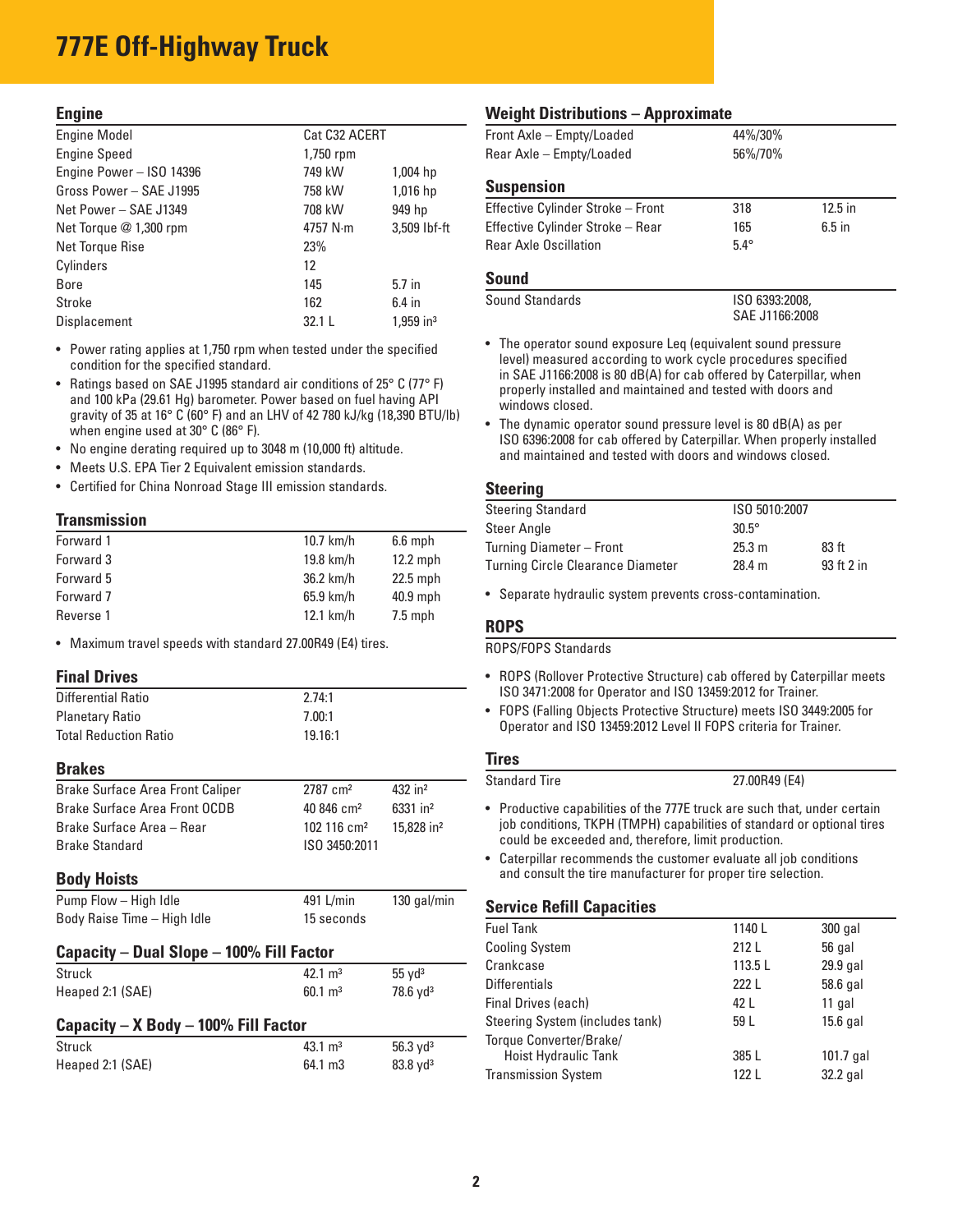# 777E Off-Highway Truck

## Engine

| | | |
|---|---|---|
| Engine Model | Cat C32 ACERT | |
| Engine Speed | 1,750 rpm | |
| Engine Power – ISO 14396 | 749 kW | 1,004 hp |
| Gross Power – SAE J1995 | 758 kW | 1,016 hp |
| Net Power – SAE J1349 | 708 kW | 949 hp |
| Net Torque @ 1,300 rpm | 4757 N·m | 3,509 lbf-ft |
| Net Torque Rise | 23% | |
| Cylinders | 12 | |
| Bore | 145 | 5.7 in |
| Stroke | 162 | 6.4 in |
| Displacement | 32.1 L | 1,959 in³ |

- Power rating applies at 1,750 rpm when tested under the specified condition for the specified standard.
- Ratings based on SAE J1995 standard air conditions of 25° C (77° F) and 100 kPa (29.61 Hg) barometer. Power based on fuel having API gravity of 35 at 16° C (60° F) and an LHV of 42 780 kJ/kg (18,390 BTU/lb) when engine used at 30° C (86° F).
- No engine derating required up to 3048 m (10,000 ft) altitude.
- Meets U.S. EPA Tier 2 Equivalent emission standards.
- Certified for China Nonroad Stage III emission standards.

## Transmission

| | | |
|---|---|---|
| Forward 1 | 10.7 km/h | 6.6 mph |
| Forward 3 | 19.8 km/h | 12.2 mph |
| Forward 5 | 36.2 km/h | 22.5 mph |
| Forward 7 | 65.9 km/h | 40.9 mph |
| Reverse 1 | 12.1 km/h | 7.5 mph |

- Maximum travel speeds with standard 27.00R49 (E4) tires.

## Final Drives

| | |
|---|---|
| Differential Ratio | 2.74:1 |
| Planetary Ratio | 7.00:1 |
| Total Reduction Ratio | 19.16:1 |

## Brakes

| | | |
|---|---|---|
| Brake Surface Area Front Caliper | 2787 cm² | 432 in² |
| Brake Surface Area Front OCDB | 40 846 cm² | 6331 in² |
| Brake Surface Area – Rear | 102 116 cm² | 15,828 in² |
| Brake Standard | ISO 3450:2011 | |

## Body Hoists

| | | |
|---|---|---|
| Pump Flow – High Idle | 491 L/min | 130 gal/min |
| Body Raise Time – High Idle | 15 seconds | |

## Capacity – Dual Slope – 100% Fill Factor

| | | |
|---|---|---|
| Struck | 42.1 m³ | 55 yd³ |
| Heaped 2:1 (SAE) | 60.1 m³ | 78.6 yd³ |

## Capacity – X Body – 100% Fill Factor

| | | |
|---|---|---|
| Struck | 43.1 m³ | 56.3 yd³ |
| Heaped 2:1 (SAE) | 64.1 m3 | 83.8 yd³ |

## Weight Distributions – Approximate

| | |
|---|---|
| Front Axle – Empty/Loaded | 44%/30% |
| Rear Axle – Empty/Loaded | 56%/70% |

## Suspension

| | | |
|---|---|---|
| Effective Cylinder Stroke – Front | 318 | 12.5 in |
| Effective Cylinder Stroke – Rear | 165 | 6.5 in |
| Rear Axle Oscillation | 5.4° | |

## Sound

| | |
|---|---|
| Sound Standards | ISO 6393:2008, SAE J1166:2008 |

- The operator sound exposure Leq (equivalent sound pressure level) measured according to work cycle procedures specified in SAE J1166:2008 is 80 dB(A) for cab offered by Caterpillar, when properly installed and maintained and tested with doors and windows closed.
- The dynamic operator sound pressure level is 80 dB(A) as per ISO 6396:2008 for cab offered by Caterpillar. When properly installed and maintained and tested with doors and windows closed.

## Steering

| | | |
|---|---|---|
| Steering Standard | ISO 5010:2007 | |
| Steer Angle | 30.5° | |
| Turning Diameter – Front | 25.3 m | 83 ft |
| Turning Circle Clearance Diameter | 28.4 m | 93 ft 2 in |

- Separate hydraulic system prevents cross-contamination.

## ROPS

ROPS/FOPS Standards

- ROPS (Rollover Protective Structure) cab offered by Caterpillar meets ISO 3471:2008 for Operator and ISO 13459:2012 for Trainer.
- FOPS (Falling Objects Protective Structure) meets ISO 3449:2005 for Operator and ISO 13459:2012 Level II FOPS criteria for Trainer.

## Tires

| | |
|---|---|
| Standard Tire | 27.00R49 (E4) |

- Productive capabilities of the 777E truck are such that, under certain job conditions, TKPH (TMPH) capabilities of standard or optional tires could be exceeded and, therefore, limit production.
- Caterpillar recommends the customer evaluate all job conditions and consult the tire manufacturer for proper tire selection.

## Service Refill Capacities

| | | |
|---|---|---|
| Fuel Tank | 1140 L | 300 gal |
| Cooling System | 212 L | 56 gal |
| Crankcase | 113.5 L | 29.9 gal |
| Differentials | 222 L | 58.6 gal |
| Final Drives (each) | 42 L | 11 gal |
| Steering System (includes tank) | 59 L | 15.6 gal |
| Torque Converter/Brake/ Hoist Hydraulic Tank | 385 L | 101.7 gal |
| Transmission System | 122 L | 32.2 gal |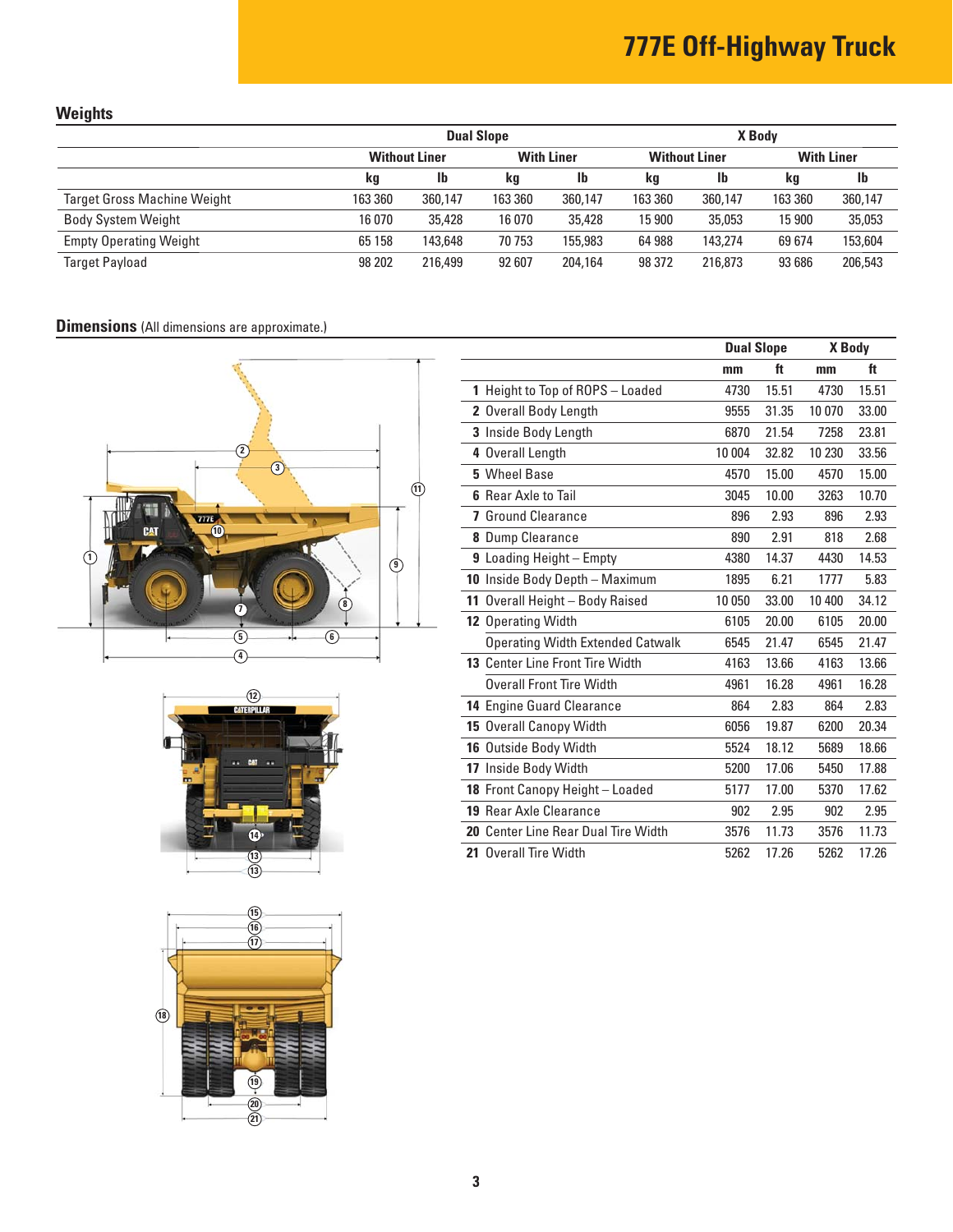# 777E Off-Highway Truck

## Weights

| | Dual Slope | | | | X Body | | | |
|---|---|---|---|---|---|---|---|---|
| | Without Liner | | With Liner | | Without Liner | | With Liner | |
| | kg | lb | kg | lb | kg | lb | kg | lb |
| Target Gross Machine Weight | 163 360 | 360,147 | 163 360 | 360,147 | 163 360 | 360,147 | 163 360 | 360,147 |
| Body System Weight | 16 070 | 35,428 | 16 070 | 35,428 | 15 900 | 35,053 | 15 900 | 35,053 |
| Empty Operating Weight | 65 158 | 143,648 | 70 753 | 155,983 | 64 988 | 143,274 | 69 674 | 153,604 |
| Target Payload | 98 202 | 216,499 | 92 607 | 204,164 | 98 372 | 216,873 | 93 686 | 206,543 |

## Dimensions (All dimensions are approximate.)

| | Dual Slope | | X Body | |
|---|---|---|---|---|
| | mm | ft | mm | ft |
| **1** Height to Top of ROPS – Loaded | 4730 | 15.51 | 4730 | 15.51 |
| **2** Overall Body Length | 9555 | 31.35 | 10 070 | 33.00 |
| **3** Inside Body Length | 6870 | 21.54 | 7258 | 23.81 |
| **4** Overall Length | 10 004 | 32.82 | 10 230 | 33.56 |
| **5** Wheel Base | 4570 | 15.00 | 4570 | 15.00 |
| **6** Rear Axle to Tail | 3045 | 10.00 | 3263 | 10.70 |
| **7** Ground Clearance | 896 | 2.93 | 896 | 2.93 |
| **8** Dump Clearance | 890 | 2.91 | 818 | 2.68 |
| **9** Loading Height – Empty | 4380 | 14.37 | 4430 | 14.53 |
| **10** Inside Body Depth – Maximum | 1895 | 6.21 | 1777 | 5.83 |
| **11** Overall Height – Body Raised | 10 050 | 33.00 | 10 400 | 34.12 |
| **12** Operating Width | 6105 | 20.00 | 6105 | 20.00 |
| Operating Width Extended Catwalk | 6545 | 21.47 | 6545 | 21.47 |
| **13** Center Line Front Tire Width | 4163 | 13.66 | 4163 | 13.66 |
| Overall Front Tire Width | 4961 | 16.28 | 4961 | 16.28 |
| **14** Engine Guard Clearance | 864 | 2.83 | 864 | 2.83 |
| **15** Overall Canopy Width | 6056 | 19.87 | 6200 | 20.34 |
| **16** Outside Body Width | 5524 | 18.12 | 5689 | 18.66 |
| **17** Inside Body Width | 5200 | 17.06 | 5450 | 17.88 |
| **18** Front Canopy Height – Loaded | 5177 | 17.00 | 5370 | 17.62 |
| **19** Rear Axle Clearance | 902 | 2.95 | 902 | 2.95 |
| **20** Center Line Rear Dual Tire Width | 3576 | 11.73 | 3576 | 11.73 |
| **21** Overall Tire Width | 5262 | 17.26 | 5262 | 17.26 |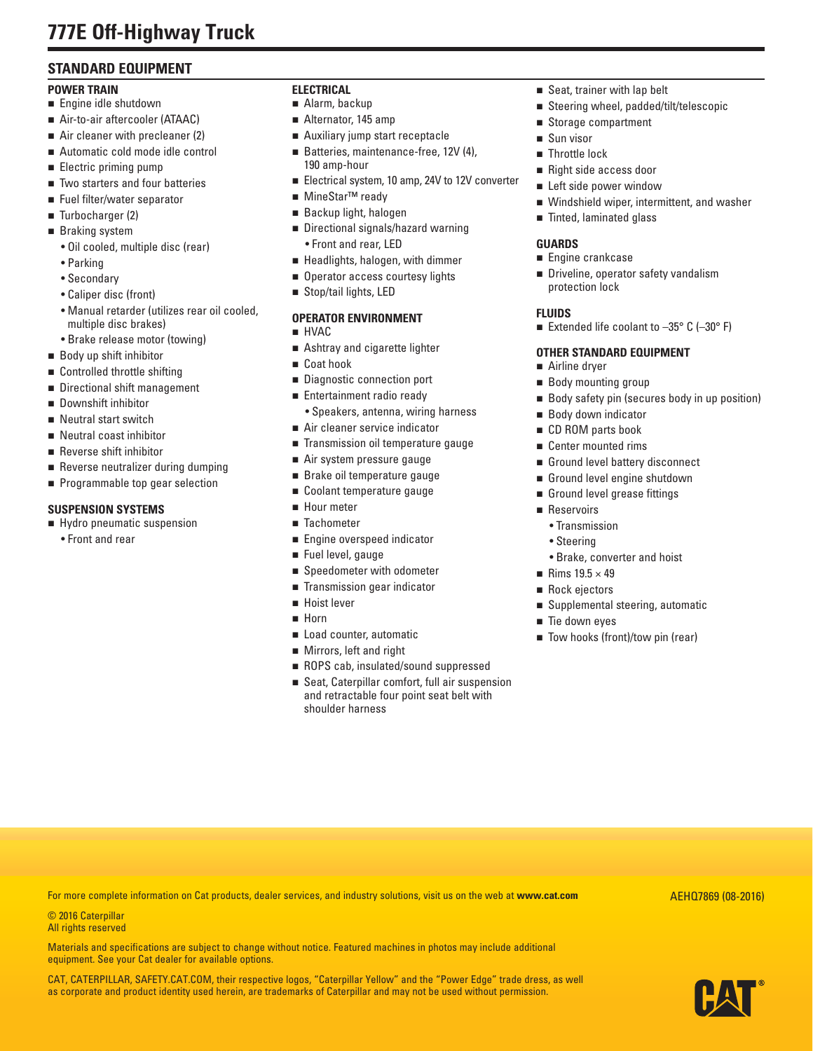# 777E Off-Highway Truck

## STANDARD EQUIPMENT

### POWER TRAIN

- Engine idle shutdown
- Air-to-air aftercooler (ATAAC)
- Air cleaner with precleaner (2)
- Automatic cold mode idle control
- Electric priming pump
- Two starters and four batteries
- Fuel filter/water separator
- Turbocharger (2)
- Braking system
  - Oil cooled, multiple disc (rear)
  - Parking
  - Secondary
  - Caliper disc (front)
  - Manual retarder (utilizes rear oil cooled, multiple disc brakes)
  - Brake release motor (towing)
- Body up shift inhibitor
- Controlled throttle shifting
- Directional shift management
- Downshift inhibitor
- Neutral start switch
- Neutral coast inhibitor
- Reverse shift inhibitor
- Reverse neutralizer during dumping
- Programmable top gear selection

### SUSPENSION SYSTEMS

- Hydro pneumatic suspension
  - Front and rear

### ELECTRICAL

- Alarm, backup
- Alternator, 145 amp
- Auxiliary jump start receptacle
- Batteries, maintenance-free, 12V (4), 190 amp-hour
- Electrical system, 10 amp, 24V to 12V converter
- MineStar™ ready
- Backup light, halogen
- Directional signals/hazard warning
  - Front and rear, LED
- Headlights, halogen, with dimmer
- Operator access courtesy lights
- Stop/tail lights, LED

### OPERATOR ENVIRONMENT

- HVAC
- Ashtray and cigarette lighter
- Coat hook
- Diagnostic connection port
- Entertainment radio ready
  - Speakers, antenna, wiring harness
- Air cleaner service indicator
- Transmission oil temperature gauge
- Air system pressure gauge
- Brake oil temperature gauge
- Coolant temperature gauge
- Hour meter
- Tachometer
- Engine overspeed indicator
- Fuel level, gauge
- Speedometer with odometer
- Transmission gear indicator
- Hoist lever
- Horn
- Load counter, automatic
- Mirrors, left and right
- ROPS cab, insulated/sound suppressed
- Seat, Caterpillar comfort, full air suspension and retractable four point seat belt with shoulder harness
- Seat, trainer with lap belt
- Steering wheel, padded/tilt/telescopic
- Storage compartment
- Sun visor
- Throttle lock
- Right side access door
- Left side power window
- Windshield wiper, intermittent, and washer
- Tinted, laminated glass

### GUARDS

- Engine crankcase
- Driveline, operator safety vandalism protection lock

### FLUIDS

- Extended life coolant to –35° C (–30° F)

### OTHER STANDARD EQUIPMENT

- Airline dryer
- Body mounting group
- Body safety pin (secures body in up position)
- Body down indicator
- CD ROM parts book
- Center mounted rims
- Ground level battery disconnect
- Ground level engine shutdown
- Ground level grease fittings
- Reservoirs
  - Transmission
  - Steering
  - Brake, converter and hoist
- Rims 19.5 × 49
- Rock ejectors
- Supplemental steering, automatic
- Tie down eyes
- Tow hooks (front)/tow pin (rear)

For more complete information on Cat products, dealer services, and industry solutions, visit us on the web at **www.cat.com**

AEHQ7869 (08-2016)

© 2016 Caterpillar
All rights reserved

Materials and specifications are subject to change without notice. Featured machines in photos may include additional equipment. See your Cat dealer for available options.

CAT, CATERPILLAR, SAFETY.CAT.COM, their respective logos, "Caterpillar Yellow" and the "Power Edge" trade dress, as well as corporate and product identity used herein, are trademarks of Caterpillar and may not be used without permission.